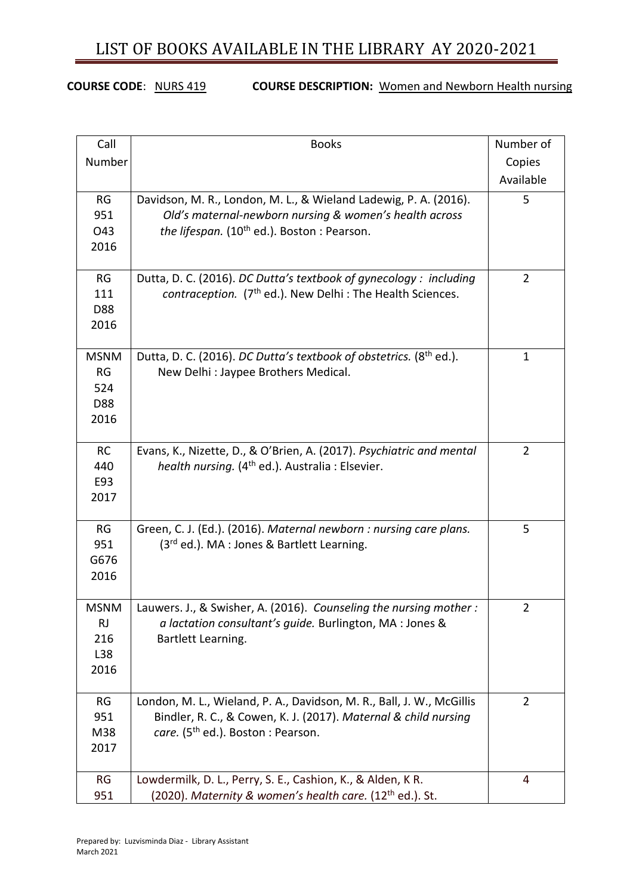# LIST OF BOOKS AVAILABLE IN THE LIBRARY AY 2020-2021

**COURSE CODE**: NURS 419 **COURSE DESCRIPTION:** Women and Newborn Health nursing

| Call Number | Books | Number of Copies Available |
|---|---|---|
| RG 951 O43 2016 | Davidson, M. R., London, M. L., & Wieland Ladewig, P. A. (2016). *Old's maternal-newborn nursing & women's health across the lifespan.* (10th ed.). Boston : Pearson. | 5 |
| RG 111 D88 2016 | Dutta, D. C. (2016). *DC Dutta's textbook of gynecology : including contraception.* (7th ed.). New Delhi : The Health Sciences. | 2 |
| MSNM RG 524 D88 2016 | Dutta, D. C. (2016). *DC Dutta's textbook of obstetrics.* (8th ed.). New Delhi : Jaypee Brothers Medical. | 1 |
| RC 440 E93 2017 | Evans, K., Nizette, D., & O'Brien, A. (2017). *Psychiatric and mental health nursing.* (4th ed.). Australia : Elsevier. | 2 |
| RG 951 G676 2016 | Green, C. J. (Ed.). (2016). *Maternal newborn : nursing care plans.* (3rd ed.). MA : Jones & Bartlett Learning. | 5 |
| MSNM RJ 216 L38 2016 | Lauwers. J., & Swisher, A. (2016). *Counseling the nursing mother : a lactation consultant's guide.* Burlington, MA : Jones & Bartlett Learning. | 2 |
| RG 951 M38 2017 | London, M. L., Wieland, P. A., Davidson, M. R., Ball, J. W., McGillis Bindler, R. C., & Cowen, K. J. (2017). *Maternal & child nursing care.* (5th ed.). Boston : Pearson. | 2 |
| RG 951 | Lowdermilk, D. L., Perry, S. E., Cashion, K., & Alden, K R. (2020). *Maternity & women's health care.* (12th ed.). St. | 4 |

Prepared by: Luzvisminda Diaz - Library Assistant
March 2021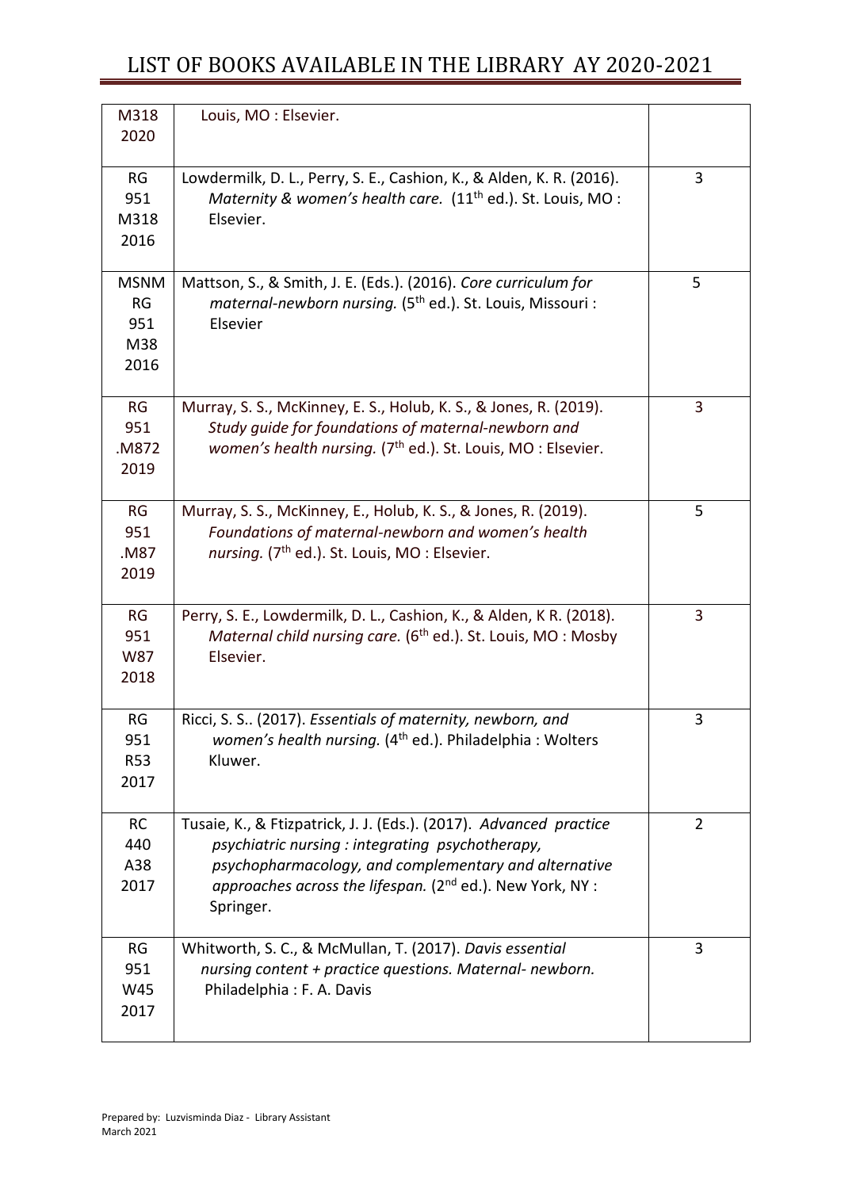| | | |
|---|---|---|
| M318 2020 | Louis, MO : Elsevier. | |
| RG 951 M318 2016 | Lowdermilk, D. L., Perry, S. E., Cashion, K., & Alden, K. R. (2016). *Maternity & women's health care.* (11th ed.). St. Louis, MO : Elsevier. | 3 |
| MSNM RG 951 M38 2016 | Mattson, S., & Smith, J. E. (Eds.). (2016). *Core curriculum for maternal-newborn nursing.* (5th ed.). St. Louis, Missouri : Elsevier | 5 |
| RG 951 .M872 2019 | Murray, S. S., McKinney, E. S., Holub, K. S., & Jones, R. (2019). *Study guide for foundations of maternal-newborn and women's health nursing.* (7th ed.). St. Louis, MO : Elsevier. | 3 |
| RG 951 .M87 2019 | Murray, S. S., McKinney, E., Holub, K. S., & Jones, R. (2019). *Foundations of maternal-newborn and women's health nursing.* (7th ed.). St. Louis, MO : Elsevier. | 5 |
| RG 951 W87 2018 | Perry, S. E., Lowdermilk, D. L., Cashion, K., & Alden, K R. (2018). *Maternal child nursing care.* (6th ed.). St. Louis, MO : Mosby Elsevier. | 3 |
| RG 951 R53 2017 | Ricci, S. S.. (2017). *Essentials of maternity, newborn, and women's health nursing.* (4th ed.). Philadelphia : Wolters Kluwer. | 3 |
| RC 440 A38 2017 | Tusaie, K., & Ftizpatrick, J. J. (Eds.). (2017). *Advanced practice psychiatric nursing : integrating psychotherapy, psychopharmacology, and complementary and alternative approaches across the lifespan.* (2nd ed.). New York, NY : Springer. | 2 |
| RG 951 W45 2017 | Whitworth, S. C., & McMullan, T. (2017). *Davis essential nursing content + practice questions. Maternal- newborn.* Philadelphia : F. A. Davis | 3 |

Prepared by: Luzvisminda Diaz - Library Assistant
March 2021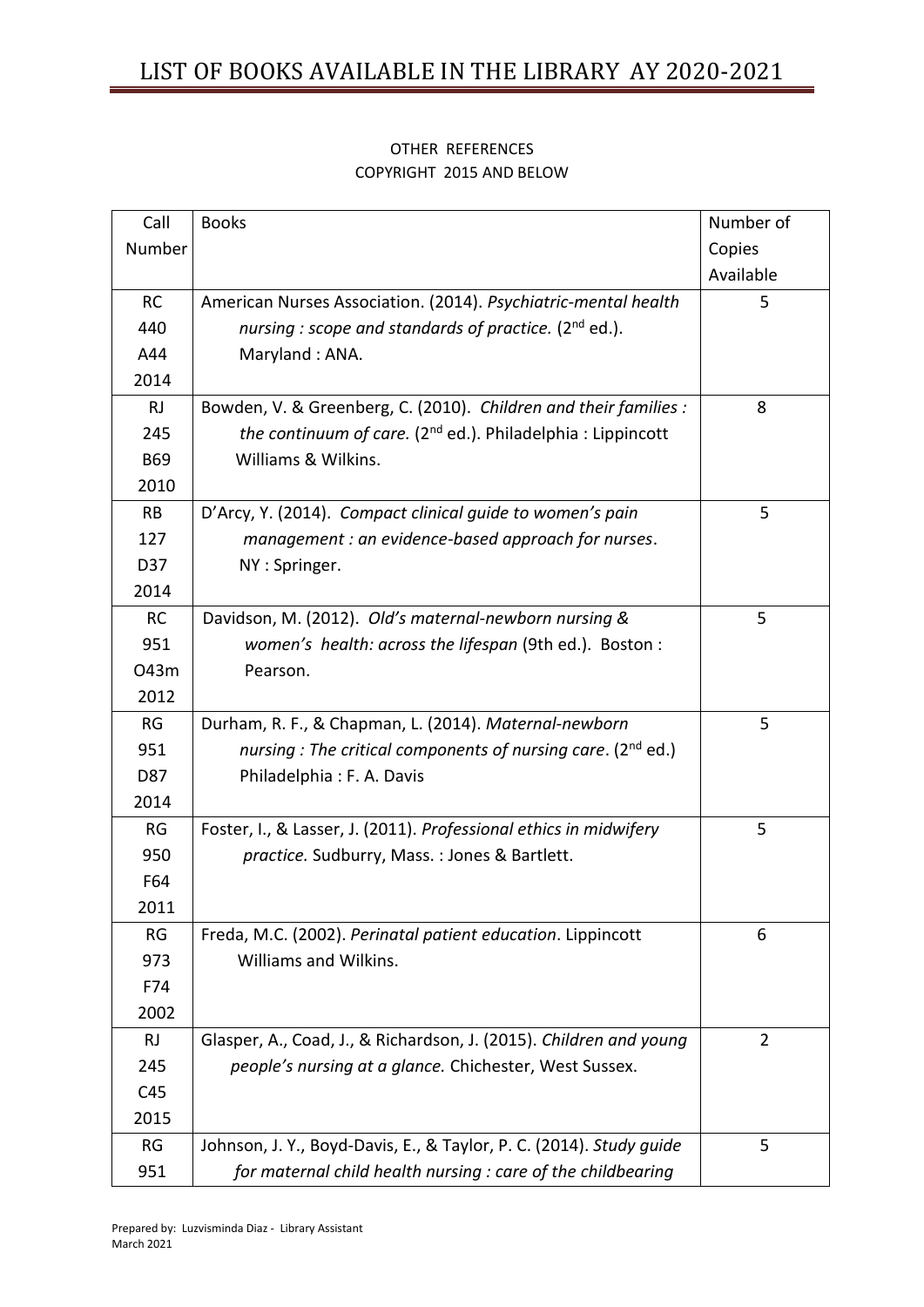OTHER REFERENCES
COPYRIGHT 2015 AND BELOW

| Call Number | Books | Number of Copies Available |
|---|---|---|
| RC 440 A44 2014 | American Nurses Association. (2014). *Psychiatric-mental health nursing : scope and standards of practice.* (2nd ed.). Maryland : ANA. | 5 |
| RJ 245 B69 2010 | Bowden, V. & Greenberg, C. (2010). *Children and their families : the continuum of care.* (2nd ed.). Philadelphia : Lippincott Williams & Wilkins. | 8 |
| RB 127 D37 2014 | D'Arcy, Y. (2014). *Compact clinical guide to women's pain management : an evidence-based approach for nurses*. NY : Springer. | 5 |
| RC 951 O43m 2012 | Davidson, M. (2012). *Old's maternal-newborn nursing & women's health: across the lifespan* (9th ed.). Boston : Pearson. | 5 |
| RG 951 D87 2014 | Durham, R. F., & Chapman, L. (2014). *Maternal-newborn nursing : The critical components of nursing care*. (2nd ed.) Philadelphia : F. A. Davis | 5 |
| RG 950 F64 2011 | Foster, I., & Lasser, J. (2011). *Professional ethics in midwifery practice.* Sudburry, Mass. : Jones & Bartlett. | 5 |
| RG 973 F74 2002 | Freda, M.C. (2002). *Perinatal patient education*. Lippincott Williams and Wilkins. | 6 |
| RJ 245 C45 2015 | Glasper, A., Coad, J., & Richardson, J. (2015). *Children and young people's nursing at a glance.* Chichester, West Sussex. | 2 |
| RG 951 | Johnson, J. Y., Boyd-Davis, E., & Taylor, P. C. (2014). *Study guide for maternal child health nursing : care of the childbearing* | 5 |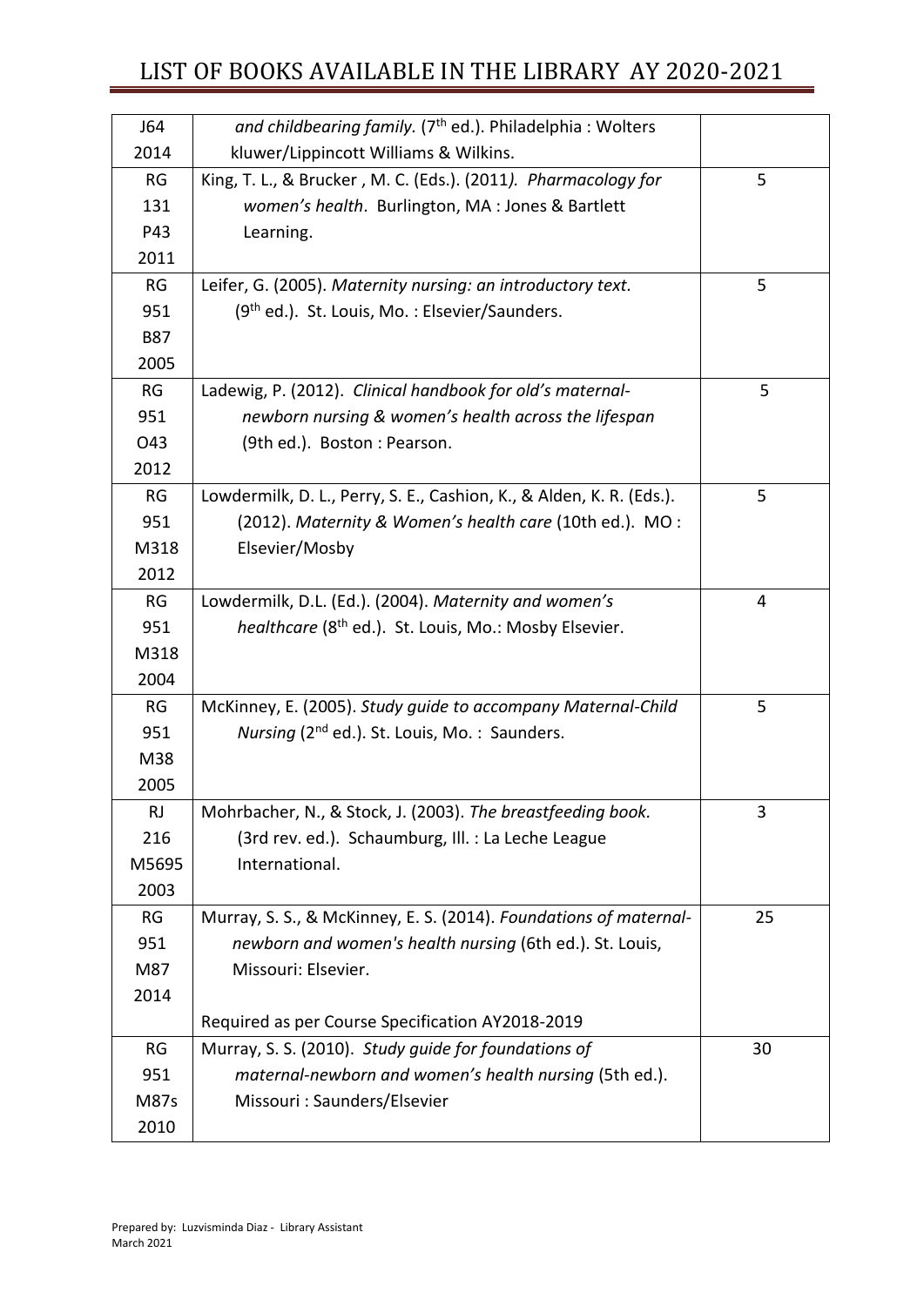| | | |
|---|---|---|
| J64 2014 | *and childbearing family.* (7th ed.). Philadelphia : Wolters kluwer/Lippincott Williams & Wilkins. | |
| RG 131 P43 2011 | King, T. L., & Brucker , M. C. (Eds.). (2011*). Pharmacology for women's health*. Burlington, MA : Jones & Bartlett Learning. | 5 |
| RG 951 B87 2005 | Leifer, G. (2005). *Maternity nursing: an introductory text.* (9th ed.). St. Louis, Mo. : Elsevier/Saunders. | 5 |
| RG 951 O43 2012 | Ladewig, P. (2012). *Clinical handbook for old's maternal-newborn nursing & women's health across the lifespan* (9th ed.). Boston : Pearson. | 5 |
| RG 951 M318 2012 | Lowdermilk, D. L., Perry, S. E., Cashion, K., & Alden, K. R. (Eds.). (2012). *Maternity & Women's health care* (10th ed.). MO : Elsevier/Mosby | 5 |
| RG 951 M318 2004 | Lowdermilk, D.L. (Ed.). (2004). *Maternity and women's healthcare* (8th ed.). St. Louis, Mo.: Mosby Elsevier. | 4 |
| RG 951 M38 2005 | McKinney, E. (2005). *Study guide to accompany Maternal-Child Nursing* (2nd ed.). St. Louis, Mo. : Saunders. | 5 |
| RJ 216 M5695 2003 | Mohrbacher, N., & Stock, J. (2003). *The breastfeeding book.* (3rd rev. ed.). Schaumburg, Ill. : La Leche League International. | 3 |
| RG 951 M87 2014 | Murray, S. S., & McKinney, E. S. (2014). *Foundations of maternal-newborn and women's health nursing* (6th ed.). St. Louis, Missouri: Elsevier.<br><br>Required as per Course Specification AY2018-2019 | 25 |
| RG 951 M87s 2010 | Murray, S. S. (2010). *Study guide for foundations of maternal-newborn and women's health nursing* (5th ed.). Missouri : Saunders/Elsevier | 30 |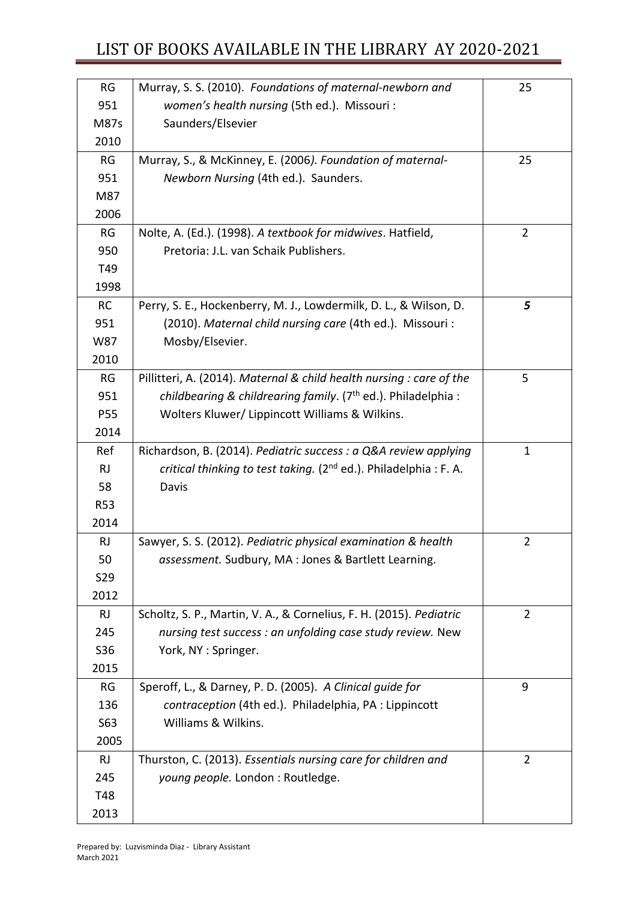| | | |
|---|---|---|
| RG 951 M87s 2010 | Murray, S. S. (2010). *Foundations of maternal-newborn and women's health nursing* (5th ed.). Missouri : Saunders/Elsevier | 25 |
| RG 951 M87 2006 | Murray, S., & McKinney, E. (2006*). Foundation of maternal-Newborn Nursing* (4th ed.). Saunders. | 25 |
| RG 950 T49 1998 | Nolte, A. (Ed.). (1998). *A textbook for midwives*. Hatfield, Pretoria: J.L. van Schaik Publishers. | 2 |
| RC 951 W87 2010 | Perry, S. E., Hockenberry, M. J., Lowdermilk, D. L., & Wilson, D. (2010). *Maternal child nursing care* (4th ed.). Missouri : Mosby/Elsevier. | ***5*** |
| RG 951 P55 2014 | Pillitteri, A. (2014). *Maternal & child health nursing : care of the childbearing & childrearing family*. (7th ed.). Philadelphia : Wolters Kluwer/ Lippincott Williams & Wilkins. | 5 |
| Ref RJ 58 R53 2014 | Richardson, B. (2014). *Pediatric success : a Q&A review applying critical thinking to test taking.* (2nd ed.). Philadelphia : F. A. Davis | 1 |
| RJ 50 S29 2012 | Sawyer, S. S. (2012). *Pediatric physical examination & health assessment.* Sudbury, MA : Jones & Bartlett Learning. | 2 |
| RJ 245 S36 2015 | Scholtz, S. P., Martin, V. A., & Cornelius, F. H. (2015). *Pediatric nursing test success : an unfolding case study review.* New York, NY : Springer. | 2 |
| RG 136 S63 2005 | Speroff, L., & Darney, P. D. (2005). *A Clinical guide for contraception* (4th ed.). Philadelphia, PA : Lippincott Williams & Wilkins. | 9 |
| RJ 245 T48 2013 | Thurston, C. (2013). *Essentials nursing care for children and young people.* London : Routledge. | 2 |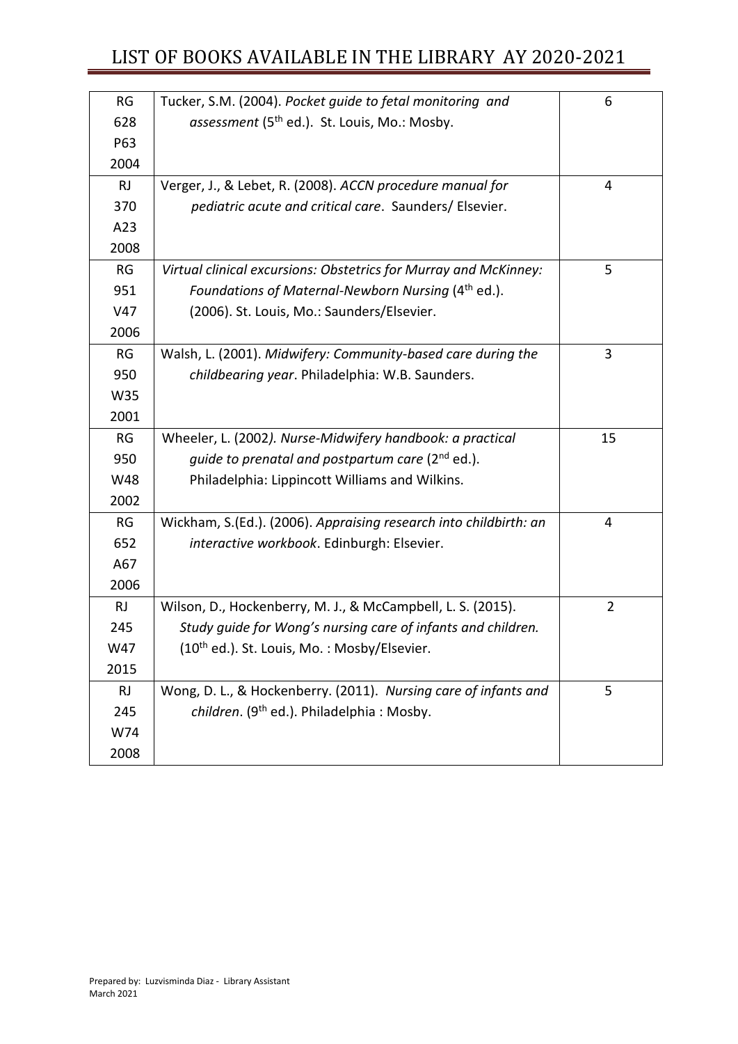# LIST OF BOOKS AVAILABLE IN THE LIBRARY AY 2020-2021

| | | |
|---|---|---|
| RG 628 P63 2004 | Tucker, S.M. (2004). *Pocket guide to fetal monitoring and assessment* (5th ed.). St. Louis, Mo.: Mosby. | 6 |
| RJ 370 A23 2008 | Verger, J., & Lebet, R. (2008). *ACCN procedure manual for pediatric acute and critical care*. Saunders/ Elsevier. | 4 |
| RG 951 V47 2006 | *Virtual clinical excursions: Obstetrics for Murray and McKinney: Foundations of Maternal-Newborn Nursing* (4th ed.). (2006). St. Louis, Mo.: Saunders/Elsevier. | 5 |
| RG 950 W35 2001 | Walsh, L. (2001). *Midwifery: Community-based care during the childbearing year*. Philadelphia: W.B. Saunders. | 3 |
| RG 950 W48 2002 | Wheeler, L. (2002*). Nurse-Midwifery handbook: a practical guide to prenatal and postpartum care* (2nd ed.). Philadelphia: Lippincott Williams and Wilkins. | 15 |
| RG 652 A67 2006 | Wickham, S.(Ed.). (2006). *Appraising research into childbirth: an interactive workbook*. Edinburgh: Elsevier. | 4 |
| RJ 245 W47 2015 | Wilson, D., Hockenberry, M. J., & McCampbell, L. S. (2015). *Study guide for Wong's nursing care of infants and children.* (10th ed.). St. Louis, Mo. : Mosby/Elsevier. | 2 |
| RJ 245 W74 2008 | Wong, D. L., & Hockenberry. (2011). *Nursing care of infants and children*. (9th ed.). Philadelphia : Mosby. | 5 |

Prepared by: Luzvisminda Diaz - Library Assistant
March 2021